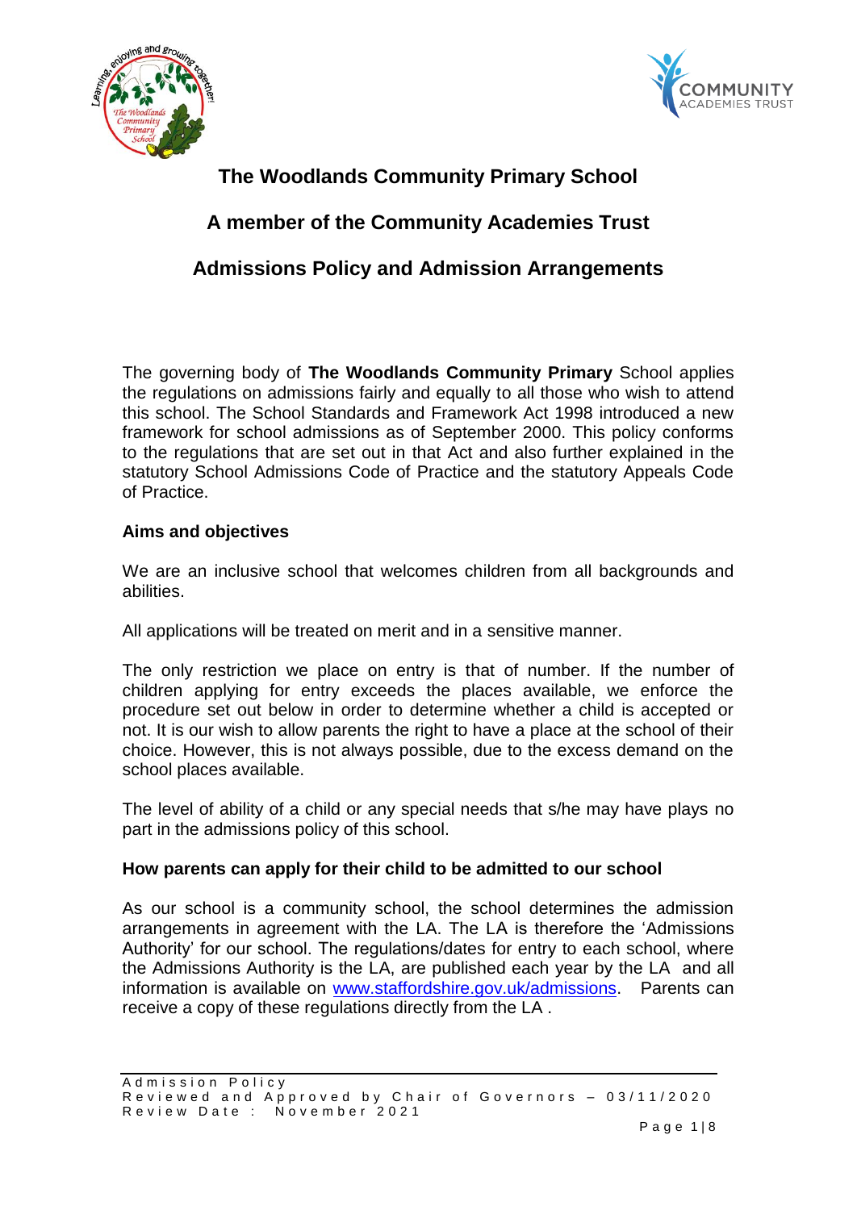# The Woodlands Community Primary School

## A member of the Community Academies Trust

## Admissions Policy and Admission Arrangements

The governing body of **The Woodlands Community Primary** School applies the regulations on admissions fairly and equally to all those who wish to attend this school. The School Standards and Framework Act 1998 introduced a new framework for school admissions as of September 2000. This policy conforms to the regulations that are set out in that Act and also further explained in the statutory School Admissions Code of Practice and the statutory Appeals Code of Practice.

### Aims and objectives

We are an inclusive school that welcomes children from all backgrounds and abilities.

All applications will be treated on merit and in a sensitive manner.

The only restriction we place on entry is that of number. If the number of children applying for entry exceeds the places available, we enforce the procedure set out below in order to determine whether a child is accepted or not. It is our wish to allow parents the right to have a place at the school of their choice. However, this is not always possible, due to the excess demand on the school places available.

The level of ability of a child or any special needs that s/he may have plays no part in the admissions policy of this school.

### How parents can apply for their child to be admitted to our school

As our school is a community school, the school determines the admission arrangements in agreement with the LA. The LA is therefore the 'Admissions Authority' for our school. The regulations/dates for entry to each school, where the Admissions Authority is the LA, are published each year by the LA and all information is available on [www.staffordshire.gov.uk/admissions](http://www.staffordshire.gov.uk/admissions). Parents can receive a copy of these regulations directly from the LA .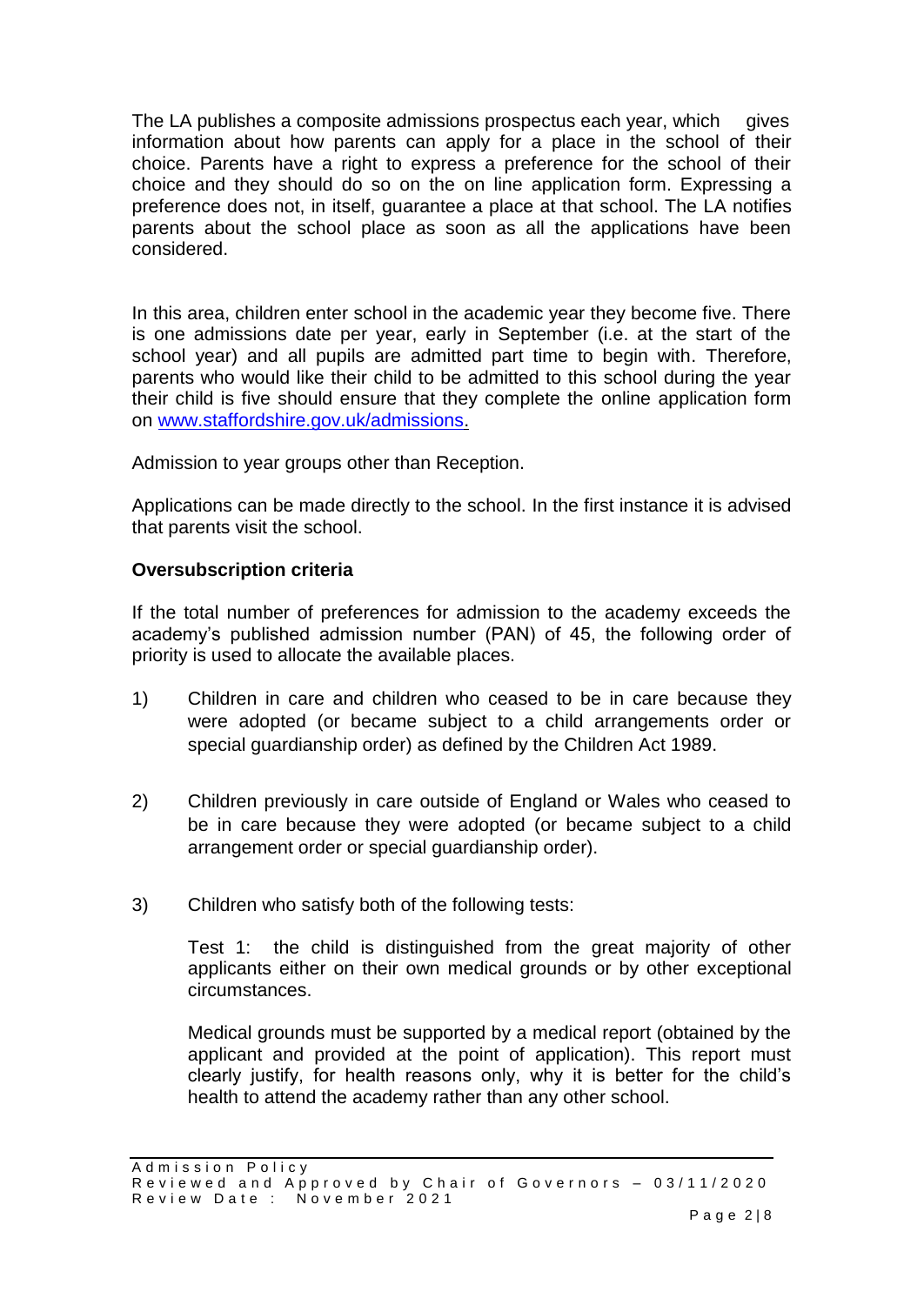The LA publishes a composite admissions prospectus each year, which gives information about how parents can apply for a place in the school of their choice. Parents have a right to express a preference for the school of their choice and they should do so on the on line application form. Expressing a preference does not, in itself, guarantee a place at that school. The LA notifies parents about the school place as soon as all the applications have been considered.

In this area, children enter school in the academic year they become five. There is one admissions date per year, early in September (i.e. at the start of the school year) and all pupils are admitted part time to begin with. Therefore, parents who would like their child to be admitted to this school during the year their child is five should ensure that they complete the online application form on [www.staffordshire.gov.uk/admissions](http://www.staffordshire.gov.uk/admissions).

Admission to year groups other than Reception.

Applications can be made directly to the school. In the first instance it is advised that parents visit the school.

**Oversubscription criteria**

If the total number of preferences for admission to the academy exceeds the academy's published admission number (PAN) of 45, the following order of priority is used to allocate the available places.

1) Children in care and children who ceased to be in care because they were adopted (or became subject to a child arrangements order or special guardianship order) as defined by the Children Act 1989.

2) Children previously in care outside of England or Wales who ceased to be in care because they were adopted (or became subject to a child arrangement order or special guardianship order).

3) Children who satisfy both of the following tests:

   Test 1: the child is distinguished from the great majority of other applicants either on their own medical grounds or by other exceptional circumstances.

   Medical grounds must be supported by a medical report (obtained by the applicant and provided at the point of application). This report must clearly justify, for health reasons only, why it is better for the child's health to attend the academy rather than any other school.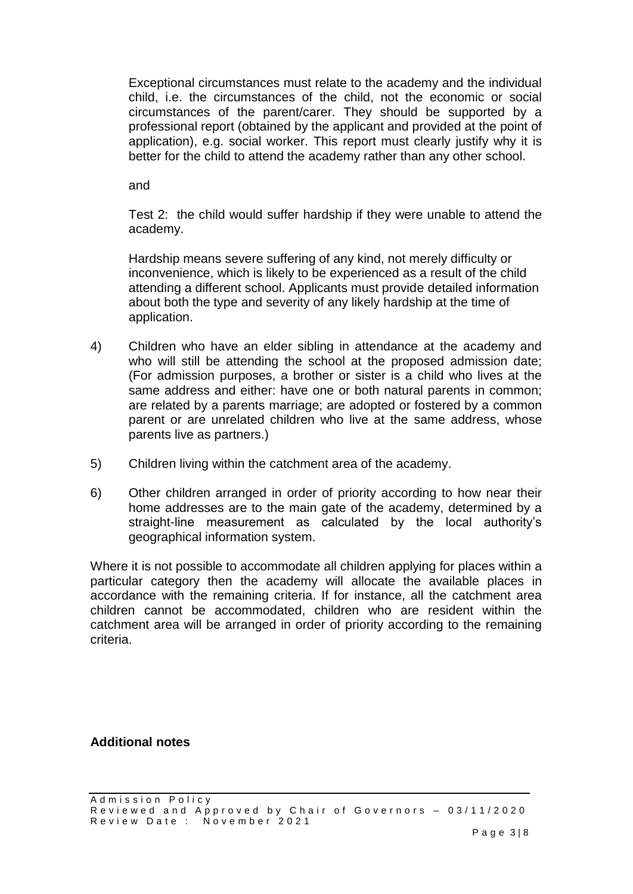Exceptional circumstances must relate to the academy and the individual child, i.e. the circumstances of the child, not the economic or social circumstances of the parent/carer. They should be supported by a professional report (obtained by the applicant and provided at the point of application), e.g. social worker. This report must clearly justify why it is better for the child to attend the academy rather than any other school.

and

Test 2: the child would suffer hardship if they were unable to attend the academy.

Hardship means severe suffering of any kind, not merely difficulty or inconvenience, which is likely to be experienced as a result of the child attending a different school. Applicants must provide detailed information about both the type and severity of any likely hardship at the time of application.

4) Children who have an elder sibling in attendance at the academy and who will still be attending the school at the proposed admission date; (For admission purposes, a brother or sister is a child who lives at the same address and either: have one or both natural parents in common; are related by a parents marriage; are adopted or fostered by a common parent or are unrelated children who live at the same address, whose parents live as partners.)

5) Children living within the catchment area of the academy.

6) Other children arranged in order of priority according to how near their home addresses are to the main gate of the academy, determined by a straight-line measurement as calculated by the local authority's geographical information system.

Where it is not possible to accommodate all children applying for places within a particular category then the academy will allocate the available places in accordance with the remaining criteria. If for instance, all the catchment area children cannot be accommodated, children who are resident within the catchment area will be arranged in order of priority according to the remaining criteria.

**Additional notes**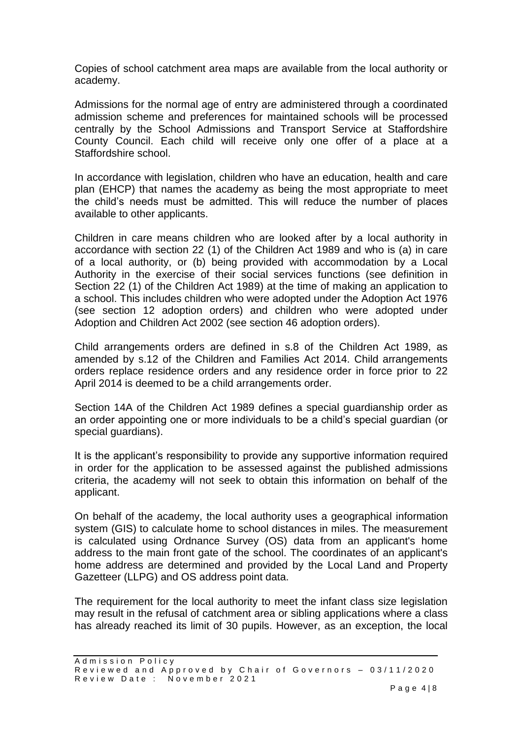Copies of school catchment area maps are available from the local authority or academy.

Admissions for the normal age of entry are administered through a coordinated admission scheme and preferences for maintained schools will be processed centrally by the School Admissions and Transport Service at Staffordshire County Council. Each child will receive only one offer of a place at a Staffordshire school.

In accordance with legislation, children who have an education, health and care plan (EHCP) that names the academy as being the most appropriate to meet the child's needs must be admitted. This will reduce the number of places available to other applicants.

Children in care means children who are looked after by a local authority in accordance with section 22 (1) of the Children Act 1989 and who is (a) in care of a local authority, or (b) being provided with accommodation by a Local Authority in the exercise of their social services functions (see definition in Section 22 (1) of the Children Act 1989) at the time of making an application to a school. This includes children who were adopted under the Adoption Act 1976 (see section 12 adoption orders) and children who were adopted under Adoption and Children Act 2002 (see section 46 adoption orders).

Child arrangements orders are defined in s.8 of the Children Act 1989, as amended by s.12 of the Children and Families Act 2014. Child arrangements orders replace residence orders and any residence order in force prior to 22 April 2014 is deemed to be a child arrangements order.

Section 14A of the Children Act 1989 defines a special guardianship order as an order appointing one or more individuals to be a child's special guardian (or special guardians).

It is the applicant's responsibility to provide any supportive information required in order for the application to be assessed against the published admissions criteria, the academy will not seek to obtain this information on behalf of the applicant.

On behalf of the academy, the local authority uses a geographical information system (GIS) to calculate home to school distances in miles. The measurement is calculated using Ordnance Survey (OS) data from an applicant's home address to the main front gate of the school. The coordinates of an applicant's home address are determined and provided by the Local Land and Property Gazetteer (LLPG) and OS address point data.

The requirement for the local authority to meet the infant class size legislation may result in the refusal of catchment area or sibling applications where a class has already reached its limit of 30 pupils. However, as an exception, the local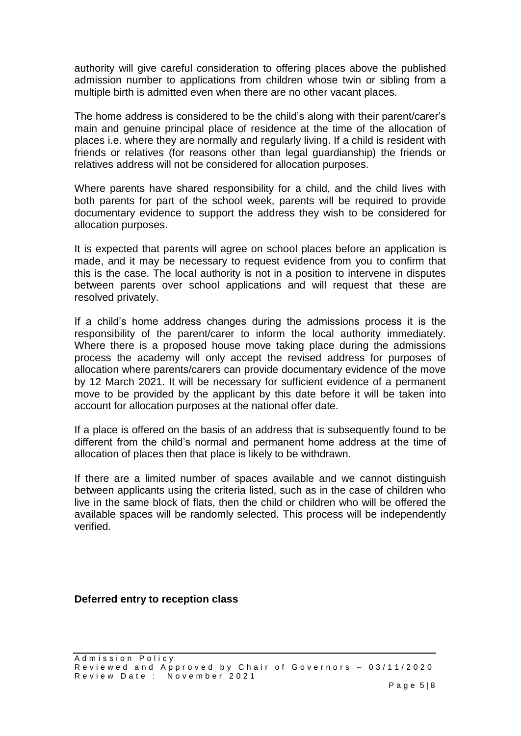authority will give careful consideration to offering places above the published admission number to applications from children whose twin or sibling from a multiple birth is admitted even when there are no other vacant places.

The home address is considered to be the child's along with their parent/carer's main and genuine principal place of residence at the time of the allocation of places i.e. where they are normally and regularly living. If a child is resident with friends or relatives (for reasons other than legal guardianship) the friends or relatives address will not be considered for allocation purposes.

Where parents have shared responsibility for a child, and the child lives with both parents for part of the school week, parents will be required to provide documentary evidence to support the address they wish to be considered for allocation purposes.

It is expected that parents will agree on school places before an application is made, and it may be necessary to request evidence from you to confirm that this is the case. The local authority is not in a position to intervene in disputes between parents over school applications and will request that these are resolved privately.

If a child's home address changes during the admissions process it is the responsibility of the parent/carer to inform the local authority immediately. Where there is a proposed house move taking place during the admissions process the academy will only accept the revised address for purposes of allocation where parents/carers can provide documentary evidence of the move by 12 March 2021. It will be necessary for sufficient evidence of a permanent move to be provided by the applicant by this date before it will be taken into account for allocation purposes at the national offer date.

If a place is offered on the basis of an address that is subsequently found to be different from the child's normal and permanent home address at the time of allocation of places then that place is likely to be withdrawn.

If there are a limited number of spaces available and we cannot distinguish between applicants using the criteria listed, such as in the case of children who live in the same block of flats, then the child or children who will be offered the available spaces will be randomly selected. This process will be independently verified.

**Deferred entry to reception class**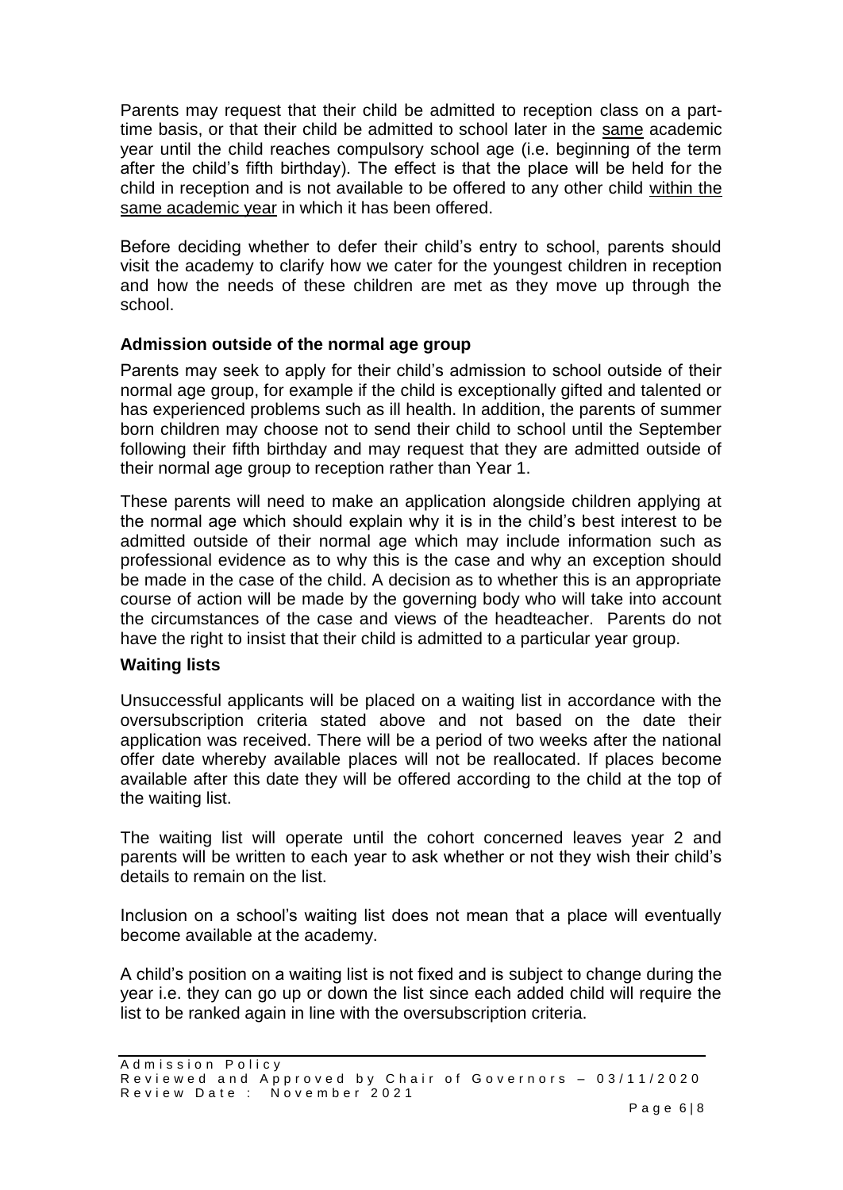Parents may request that their child be admitted to reception class on a part-time basis, or that their child be admitted to school later in the same academic year until the child reaches compulsory school age (i.e. beginning of the term after the child's fifth birthday). The effect is that the place will be held for the child in reception and is not available to be offered to any other child within the same academic year in which it has been offered.

Before deciding whether to defer their child's entry to school, parents should visit the academy to clarify how we cater for the youngest children in reception and how the needs of these children are met as they move up through the school.

### Admission outside of the normal age group

Parents may seek to apply for their child's admission to school outside of their normal age group, for example if the child is exceptionally gifted and talented or has experienced problems such as ill health. In addition, the parents of summer born children may choose not to send their child to school until the September following their fifth birthday and may request that they are admitted outside of their normal age group to reception rather than Year 1.

These parents will need to make an application alongside children applying at the normal age which should explain why it is in the child's best interest to be admitted outside of their normal age which may include information such as professional evidence as to why this is the case and why an exception should be made in the case of the child. A decision as to whether this is an appropriate course of action will be made by the governing body who will take into account the circumstances of the case and views of the headteacher. Parents do not have the right to insist that their child is admitted to a particular year group.

### Waiting lists

Unsuccessful applicants will be placed on a waiting list in accordance with the oversubscription criteria stated above and not based on the date their application was received. There will be a period of two weeks after the national offer date whereby available places will not be reallocated. If places become available after this date they will be offered according to the child at the top of the waiting list.

The waiting list will operate until the cohort concerned leaves year 2 and parents will be written to each year to ask whether or not they wish their child's details to remain on the list.

Inclusion on a school's waiting list does not mean that a place will eventually become available at the academy.

A child's position on a waiting list is not fixed and is subject to change during the year i.e. they can go up or down the list since each added child will require the list to be ranked again in line with the oversubscription criteria.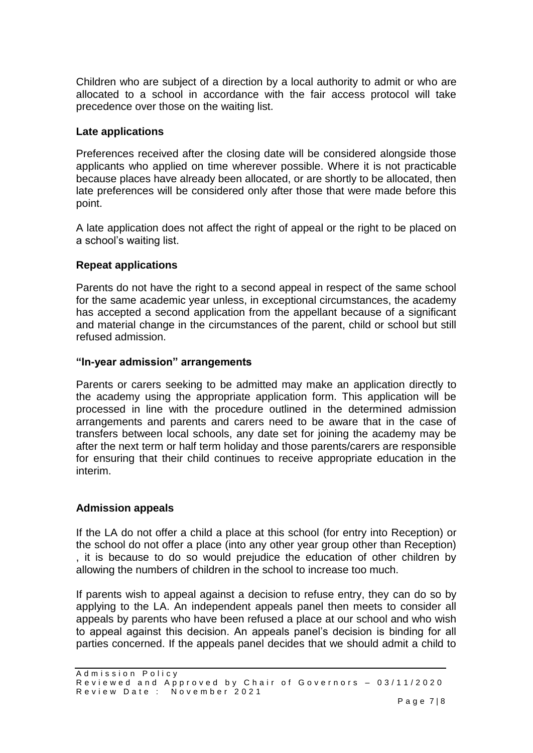Children who are subject of a direction by a local authority to admit or who are allocated to a school in accordance with the fair access protocol will take precedence over those on the waiting list.

### Late applications

Preferences received after the closing date will be considered alongside those applicants who applied on time wherever possible. Where it is not practicable because places have already been allocated, or are shortly to be allocated, then late preferences will be considered only after those that were made before this point.

A late application does not affect the right of appeal or the right to be placed on a school's waiting list.

### Repeat applications

Parents do not have the right to a second appeal in respect of the same school for the same academic year unless, in exceptional circumstances, the academy has accepted a second application from the appellant because of a significant and material change in the circumstances of the parent, child or school but still refused admission.

### "In-year admission" arrangements

Parents or carers seeking to be admitted may make an application directly to the academy using the appropriate application form. This application will be processed in line with the procedure outlined in the determined admission arrangements and parents and carers need to be aware that in the case of transfers between local schools, any date set for joining the academy may be after the next term or half term holiday and those parents/carers are responsible for ensuring that their child continues to receive appropriate education in the interim.

### Admission appeals

If the LA do not offer a child a place at this school (for entry into Reception) or the school do not offer a place (into any other year group other than Reception) , it is because to do so would prejudice the education of other children by allowing the numbers of children in the school to increase too much.

If parents wish to appeal against a decision to refuse entry, they can do so by applying to the LA. An independent appeals panel then meets to consider all appeals by parents who have been refused a place at our school and who wish to appeal against this decision. An appeals panel's decision is binding for all parties concerned. If the appeals panel decides that we should admit a child to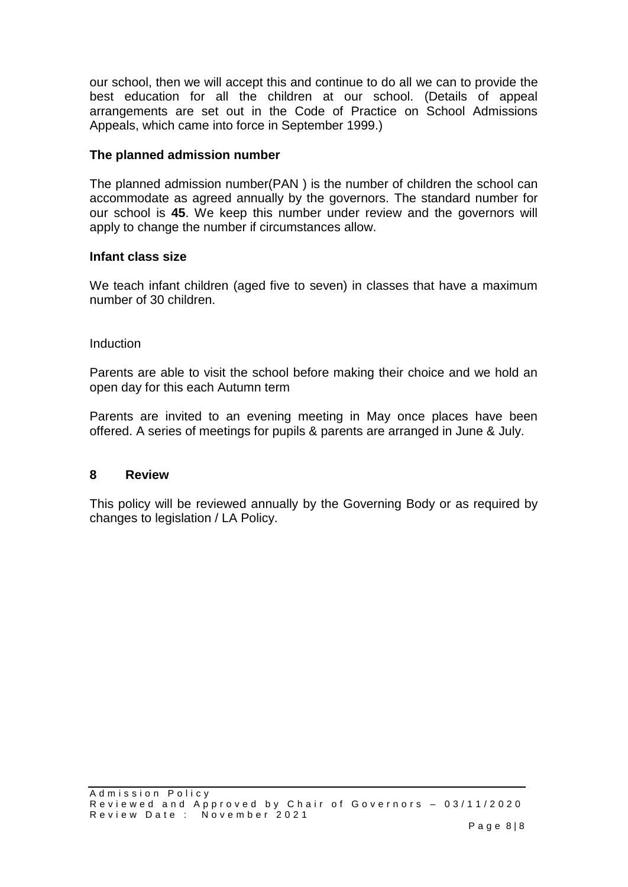our school, then we will accept this and continue to do all we can to provide the best education for all the children at our school. (Details of appeal arrangements are set out in the Code of Practice on School Admissions Appeals, which came into force in September 1999.)

**The planned admission number**

The planned admission number(PAN ) is the number of children the school can accommodate as agreed annually by the governors. The standard number for our school is **45**. We keep this number under review and the governors will apply to change the number if circumstances allow.

**Infant class size**

We teach infant children (aged five to seven) in classes that have a maximum number of 30 children.

Induction

Parents are able to visit the school before making their choice and we hold an open day for this each Autumn term

Parents are invited to an evening meeting in May once places have been offered. A series of meetings for pupils & parents are arranged in June & July.

## 8 Review

This policy will be reviewed annually by the Governing Body or as required by changes to legislation / LA Policy.